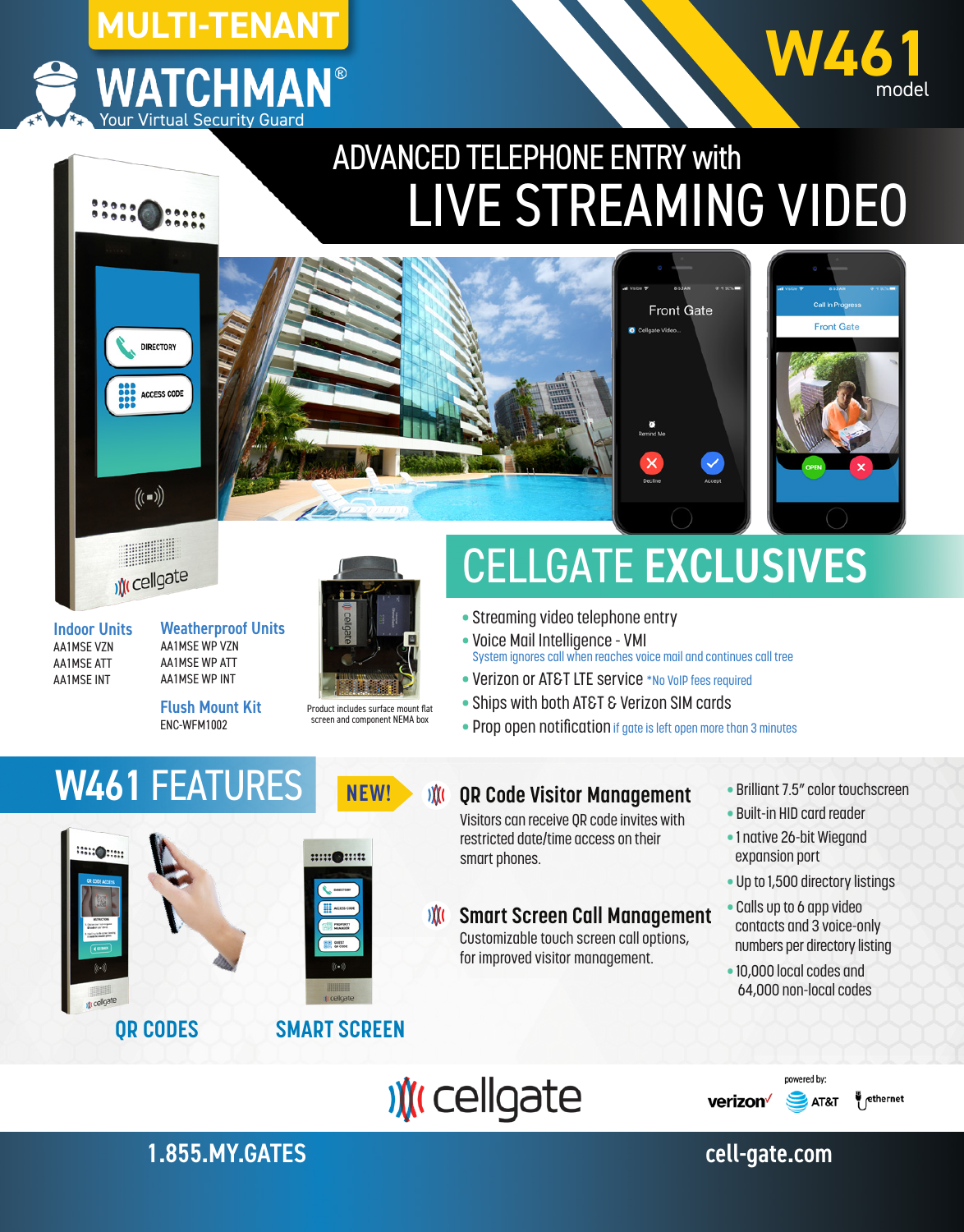# MULTI-TENANT WATCHMAN®

Your Virtual Security Guard

**W461** model

## ADVANCED TELEPHONE ENTRY with LIVE STREAMING VIDEO

Front Gate

Cellgate Video...

Remind Me

Decline

Accept

Call in Progress

Front Gate

OPEN

DIRECTORY

ACCESS CODE

cellgate

### Indoor Units

AA1MSE VZN
AA1MSE ATT
AA1MSE INT

### Weatherproof Units

AA1MSE WP VZN
AA1MSE WP ATT
AA1MSE WP INT

### Flush Mount Kit

ENC-WFM1002

Product includes surface mount flat screen and component NEMA box

## CELLGATE EXCLUSIVES

- Streaming video telephone entry
- Voice Mail Intelligence - VMI
  System ignores call when reaches voice mail and continues call tree
- Verizon or AT&T LTE service *No VoIP fees required
- Ships with both AT&T & Verizon SIM cards
- Prop open notification if gate is left open more than 3 minutes

## W461 FEATURES

**NEW!**

### QR Code Visitor Management

Visitors can receive QR code invites with restricted date/time access on their smart phones.

### Smart Screen Call Management

Customizable touch screen call options, for improved visitor management.

- Brilliant 7.5" color touchscreen
- Built-in HID card reader
- 1 native 26-bit Wiegand expansion port
- Up to 1,500 directory listings
- Calls up to 6 app video contacts and 3 voice-only numbers per directory listing
- 10,000 local codes and 64,000 non-local codes

QR CODES

SMART SCREEN

cellgate

powered by: verizon AT&T ethernet

1.855.MY.GATES

cell-gate.com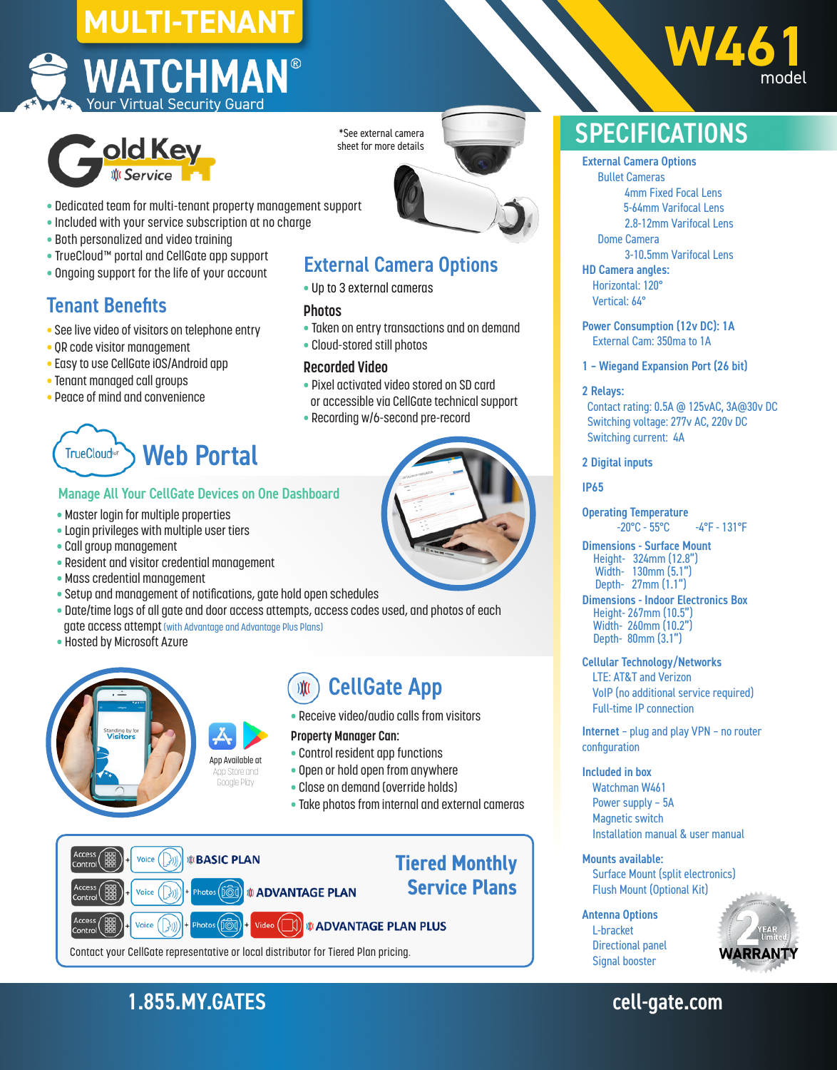# MULTI-TENANT WATCHMAN®

Your Virtual Security Guard

**W461** model

## Gold Key Service

*See external camera sheet for more details

- Dedicated team for multi-tenant property management support
- Included with your service subscription at no charge
- Both personalized and video training
- TrueCloud™ portal and CellGate app support
- Ongoing support for the life of your account

## Tenant Benefits

- See live video of visitors on telephone entry
- QR code visitor management
- Easy to use CellGate iOS/Android app
- Tenant managed call groups
- Peace of mind and convenience

## External Camera Options

- Up to 3 external cameras

### Photos

- Taken on entry transactions and on demand
- Cloud-stored still photos

### Recorded Video

- Pixel activated video stored on SD card or accessible via CellGate technical support
- Recording w/6-second pre-record

## TrueCloud Web Portal

### Manage All Your CellGate Devices on One Dashboard

- Master login for multiple properties
- Login privileges with multiple user tiers
- Call group management
- Resident and visitor credential management
- Mass credential management
- Setup and management of notifications, gate hold open schedules
- Date/time logs of all gate and door access attempts, access codes used, and photos of each gate access attempt (with Advantage and Advantage Plus Plans)
- Hosted by Microsoft Azure

## CellGate App

App Available at App Store and Google Play

- Receive video/audio calls from visitors

**Property Manager Can:**

- Control resident app functions
- Open or hold open from anywhere
- Close on demand (override holds)
- Take photos from internal and external cameras

## Tiered Monthly Service Plans

- Access Control + Voice — BASIC PLAN
- Access Control + Voice + Photos — ADVANTAGE PLAN
- Access Control + Voice + Photos + Video — ADVANTAGE PLAN PLUS

Contact your CellGate representative or local distributor for Tiered Plan pricing.

## SPECIFICATIONS

**External Camera Options**
- Bullet Cameras
  - 4mm Fixed Focal Lens
  - 5-64mm Varifocal Lens
  - 2.8-12mm Varifocal Lens
- Dome Camera
  - 3-10.5mm Varifocal Lens

**HD Camera angles:**
Horizontal: 120°
Vertical: 64°

**Power Consumption (12v DC): 1A**
External Cam: 350ma to 1A

**1 – Wiegand Expansion Port (26 bit)**

**2 Relays:**
Contact rating: 0.5A @ 125vAC, 3A@30v DC
Switching voltage: 277v AC, 220v DC
Switching current: 4A

**2 Digital inputs**

**IP65**

**Operating Temperature**
-20°C - 55°C  -4°F - 131°F

**Dimensions - Surface Mount**
Height- 324mm (12.8")
Width- 130mm (5.1")
Depth- 27mm (1.1")

**Dimensions - Indoor Electronics Box**
Height- 267mm (10.5")
Width- 260mm (10.2")
Depth- 80mm (3.1")

**Cellular Technology/Networks**
LTE: AT&T and Verizon
VoIP (no additional service required)
Full-time IP connection

**Internet** – plug and play VPN – no router configuration

**Included in box**
Watchman W461
Power supply – 5A
Magnetic switch
Installation manual & user manual

**Mounts available:**
Surface Mount (split electronics)
Flush Mount (Optional Kit)

**Antenna Options**
L-bracket
Directional panel
Signal booster

2 YEAR limited WARRANTY

1.855.MY.GATES

cell-gate.com